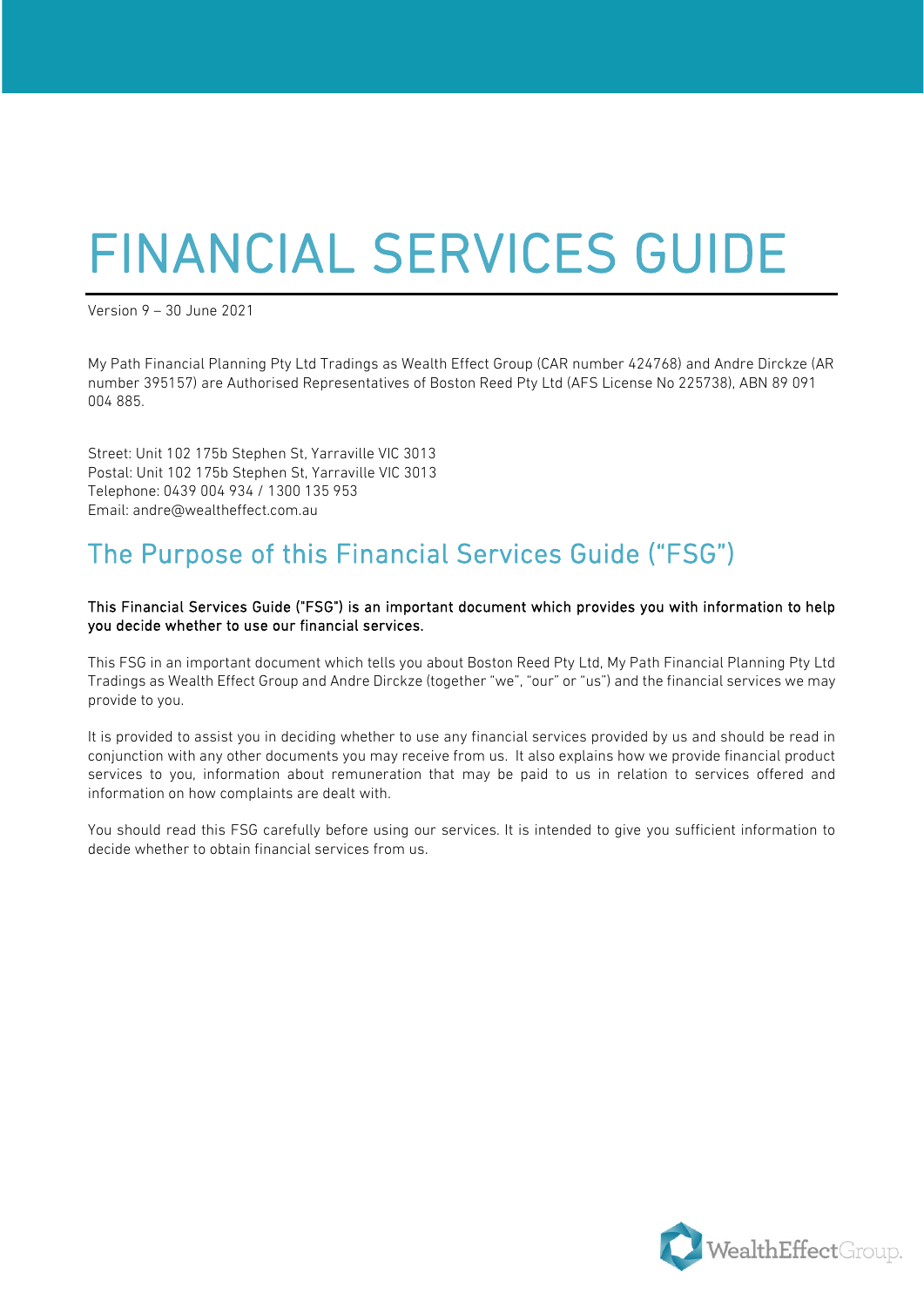# FINANCIAL SERVICES GUIDE

Version 9 – 30 June 2021

My Path Financial Planning Pty Ltd Tradings as Wealth Effect Group (CAR number 424768) and Andre Dirckze (AR number 395157) are Authorised Representatives of Boston Reed Pty Ltd (AFS License No 225738), ABN 89 091 004 885.

Street: Unit 102 175b Stephen St, Yarraville VIC 3013
Postal: Unit 102 175b Stephen St, Yarraville VIC 3013
Telephone: 0439 004 934 / 1300 135 953
Email: andre@wealtheffect.com.au

## The Purpose of this Financial Services Guide ("FSG")

This Financial Services Guide ("FSG") is an important document which provides you with information to help you decide whether to use our financial services.

This FSG in an important document which tells you about Boston Reed Pty Ltd, My Path Financial Planning Pty Ltd Tradings as Wealth Effect Group and Andre Dirckze (together "we", "our" or "us") and the financial services we may provide to you.

It is provided to assist you in deciding whether to use any financial services provided by us and should be read in conjunction with any other documents you may receive from us. It also explains how we provide financial product services to you, information about remuneration that may be paid to us in relation to services offered and information on how complaints are dealt with.

You should read this FSG carefully before using our services. It is intended to give you sufficient information to decide whether to obtain financial services from us.

WealthEffectGroup.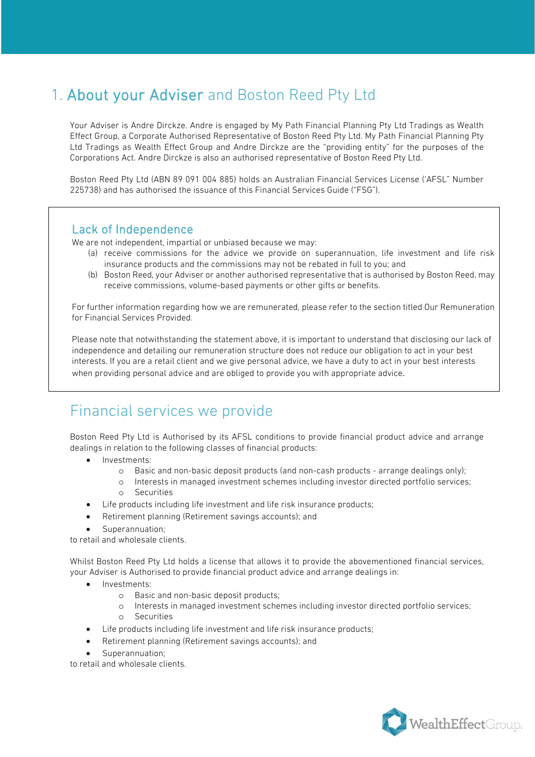# 1. About your Adviser and Boston Reed Pty Ltd

Your Adviser is Andre Dirckze. Andre is engaged by My Path Financial Planning Pty Ltd Tradings as Wealth Effect Group, a Corporate Authorised Representative of Boston Reed Pty Ltd. My Path Financial Planning Pty Ltd Tradings as Wealth Effect Group and Andre Dirckze are the "providing entity" for the purposes of the Corporations Act. Andre Dirckze is also an authorised representative of Boston Reed Pty Ltd.

Boston Reed Pty Ltd (ABN 89 091 004 885) holds an Australian Financial Services License ('AFSL" Number 225738) and has authorised the issuance of this Financial Services Guide ("FSG").

## Lack of Independence

We are not independent, impartial or unbiased because we may:

(a) receive commissions for the advice we provide on superannuation, life investment and life risk insurance products and the commissions may not be rebated in full to you; and

(b) Boston Reed, your Adviser or another authorised representative that is authorised by Boston Reed, may receive commissions, volume-based payments or other gifts or benefits.

For further information regarding how we are remunerated, please refer to the section titled Our Remuneration for Financial Services Provided.

Please note that notwithstanding the statement above, it is important to understand that disclosing our lack of independence and detailing our remuneration structure does not reduce our obligation to act in your best interests. If you are a retail client and we give personal advice, we have a duty to act in your best interests when providing personal advice and are obliged to provide you with appropriate advice.

## Financial services we provide

Boston Reed Pty Ltd is Authorised by its AFSL conditions to provide financial product advice and arrange dealings in relation to the following classes of financial products:

- Investments:
  - Basic and non-basic deposit products (and non-cash products - arrange dealings only);
  - Interests in managed investment schemes including investor directed portfolio services;
  - Securities
- Life products including life investment and life risk insurance products;
- Retirement planning (Retirement savings accounts); and
- Superannuation;

to retail and wholesale clients.

Whilst Boston Reed Pty Ltd holds a license that allows it to provide the abovementioned financial services, your Adviser is Authorised to provide financial product advice and arrange dealings in:

- Investments:
  - Basic and non-basic deposit products;
  - Interests in managed investment schemes including investor directed portfolio services;
  - Securities
- Life products including life investment and life risk insurance products;
- Retirement planning (Retirement savings accounts); and
- Superannuation;

to retail and wholesale clients.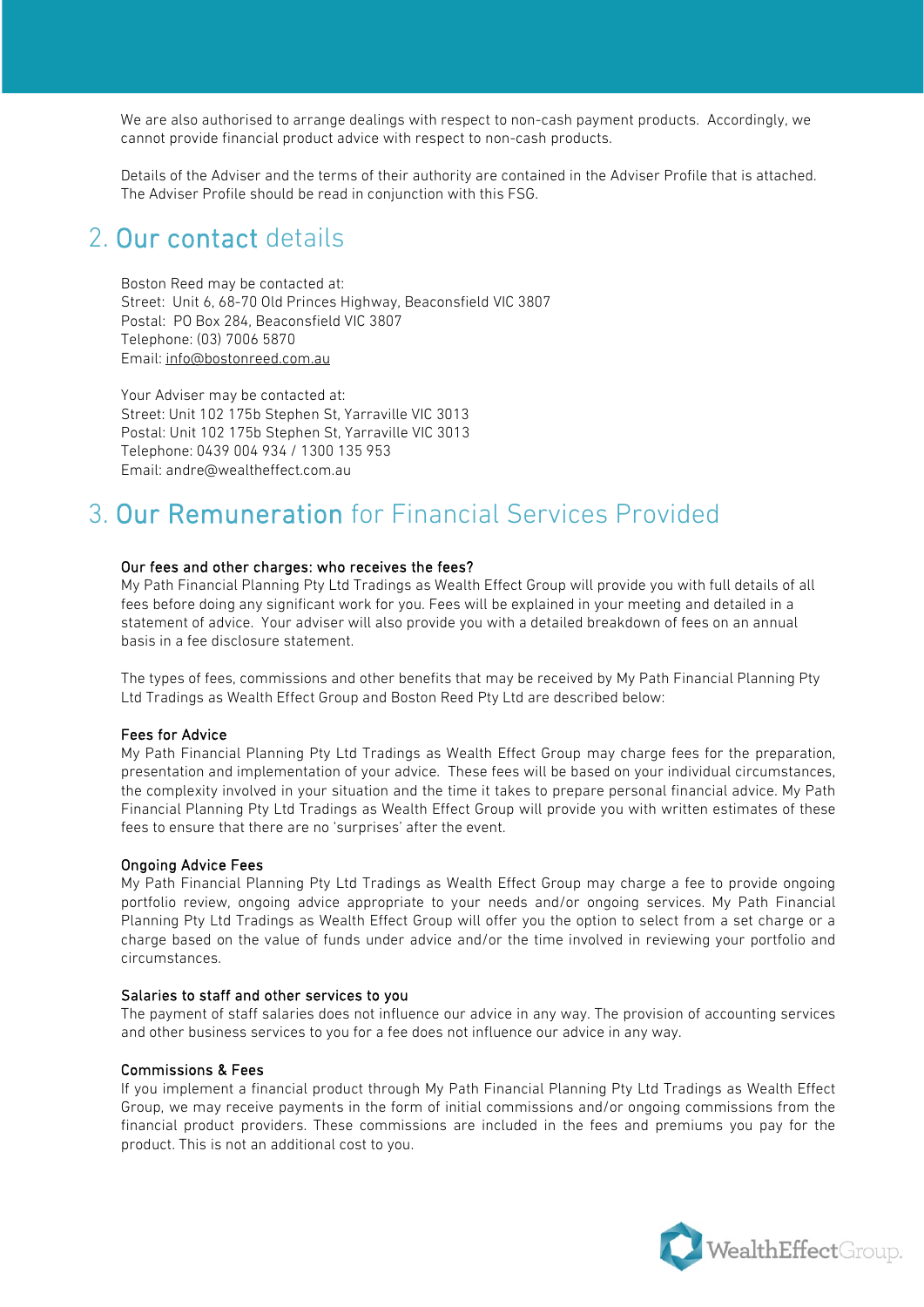We are also authorised to arrange dealings with respect to non-cash payment products. Accordingly, we cannot provide financial product advice with respect to non-cash products.

Details of the Adviser and the terms of their authority are contained in the Adviser Profile that is attached. The Adviser Profile should be read in conjunction with this FSG.

## 2. Our contact details

Boston Reed may be contacted at:
Street: Unit 6, 68-70 Old Princes Highway, Beaconsfield VIC 3807
Postal: PO Box 284, Beaconsfield VIC 3807
Telephone: (03) 7006 5870
Email: info@bostonreed.com.au

Your Adviser may be contacted at:
Street: Unit 102 175b Stephen St, Yarraville VIC 3013
Postal: Unit 102 175b Stephen St, Yarraville VIC 3013
Telephone: 0439 004 934 / 1300 135 953
Email: andre@wealtheffect.com.au

## 3. Our Remuneration for Financial Services Provided

### Our fees and other charges: who receives the fees?

My Path Financial Planning Pty Ltd Tradings as Wealth Effect Group will provide you with full details of all fees before doing any significant work for you. Fees will be explained in your meeting and detailed in a statement of advice. Your adviser will also provide you with a detailed breakdown of fees on an annual basis in a fee disclosure statement.

The types of fees, commissions and other benefits that may be received by My Path Financial Planning Pty Ltd Tradings as Wealth Effect Group and Boston Reed Pty Ltd are described below:

### Fees for Advice

My Path Financial Planning Pty Ltd Tradings as Wealth Effect Group may charge fees for the preparation, presentation and implementation of your advice. These fees will be based on your individual circumstances, the complexity involved in your situation and the time it takes to prepare personal financial advice. My Path Financial Planning Pty Ltd Tradings as Wealth Effect Group will provide you with written estimates of these fees to ensure that there are no 'surprises' after the event.

### Ongoing Advice Fees

My Path Financial Planning Pty Ltd Tradings as Wealth Effect Group may charge a fee to provide ongoing portfolio review, ongoing advice appropriate to your needs and/or ongoing services. My Path Financial Planning Pty Ltd Tradings as Wealth Effect Group will offer you the option to select from a set charge or a charge based on the value of funds under advice and/or the time involved in reviewing your portfolio and circumstances.

### Salaries to staff and other services to you

The payment of staff salaries does not influence our advice in any way. The provision of accounting services and other business services to you for a fee does not influence our advice in any way.

### Commissions & Fees

If you implement a financial product through My Path Financial Planning Pty Ltd Tradings as Wealth Effect Group, we may receive payments in the form of initial commissions and/or ongoing commissions from the financial product providers. These commissions are included in the fees and premiums you pay for the product. This is not an additional cost to you.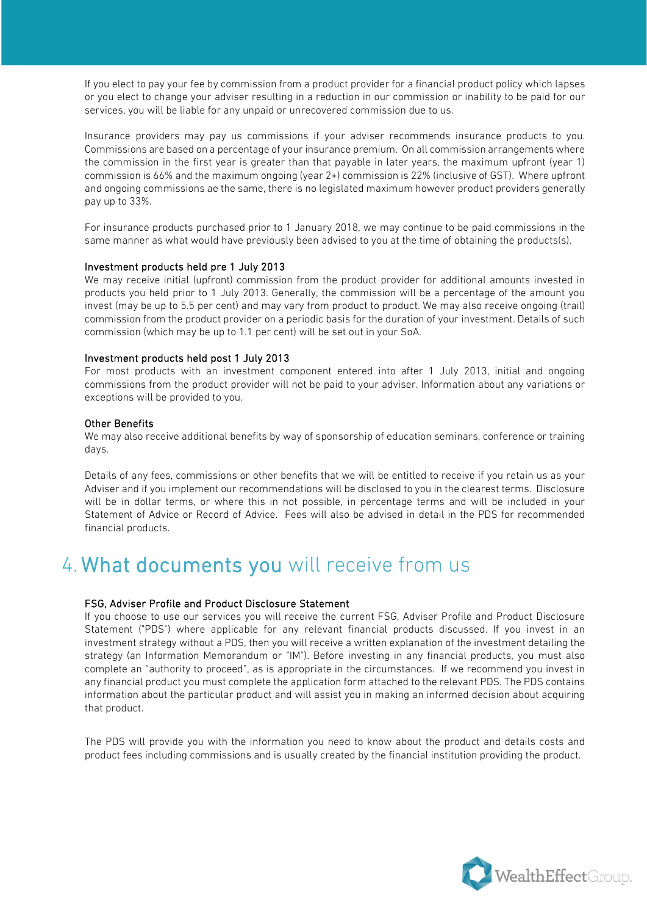If you elect to pay your fee by commission from a product provider for a financial product policy which lapses or you elect to change your adviser resulting in a reduction in our commission or inability to be paid for our services, you will be liable for any unpaid or unrecovered commission due to us.

Insurance providers may pay us commissions if your adviser recommends insurance products to you. Commissions are based on a percentage of your insurance premium. On all commission arrangements where the commission in the first year is greater than that payable in later years, the maximum upfront (year 1) commission is 66% and the maximum ongoing (year 2+) commission is 22% (inclusive of GST). Where upfront and ongoing commissions ae the same, there is no legislated maximum however product providers generally pay up to 33%.

For insurance products purchased prior to 1 January 2018, we may continue to be paid commissions in the same manner as what would have previously been advised to you at the time of obtaining the products(s).

### Investment products held pre 1 July 2013

We may receive initial (upfront) commission from the product provider for additional amounts invested in products you held prior to 1 July 2013. Generally, the commission will be a percentage of the amount you invest (may be up to 5.5 per cent) and may vary from product to product. We may also receive ongoing (trail) commission from the product provider on a periodic basis for the duration of your investment. Details of such commission (which may be up to 1.1 per cent) will be set out in your SoA.

### Investment products held post 1 July 2013

For most products with an investment component entered into after 1 July 2013, initial and ongoing commissions from the product provider will not be paid to your adviser. Information about any variations or exceptions will be provided to you.

### Other Benefits

We may also receive additional benefits by way of sponsorship of education seminars, conference or training days.

Details of any fees, commissions or other benefits that we will be entitled to receive if you retain us as your Adviser and if you implement our recommendations will be disclosed to you in the clearest terms. Disclosure will be in dollar terms, or where this in not possible, in percentage terms and will be included in your Statement of Advice or Record of Advice. Fees will also be advised in detail in the PDS for recommended financial products.

## 4. What documents you will receive from us

### FSG, Adviser Profile and Product Disclosure Statement

If you choose to use our services you will receive the current FSG, Adviser Profile and Product Disclosure Statement ("PDS") where applicable for any relevant financial products discussed. If you invest in an investment strategy without a PDS, then you will receive a written explanation of the investment detailing the strategy (an Information Memorandum or "IM"). Before investing in any financial products, you must also complete an "authority to proceed", as is appropriate in the circumstances. If we recommend you invest in any financial product you must complete the application form attached to the relevant PDS. The PDS contains information about the particular product and will assist you in making an informed decision about acquiring that product.

The PDS will provide you with the information you need to know about the product and details costs and product fees including commissions and is usually created by the financial institution providing the product.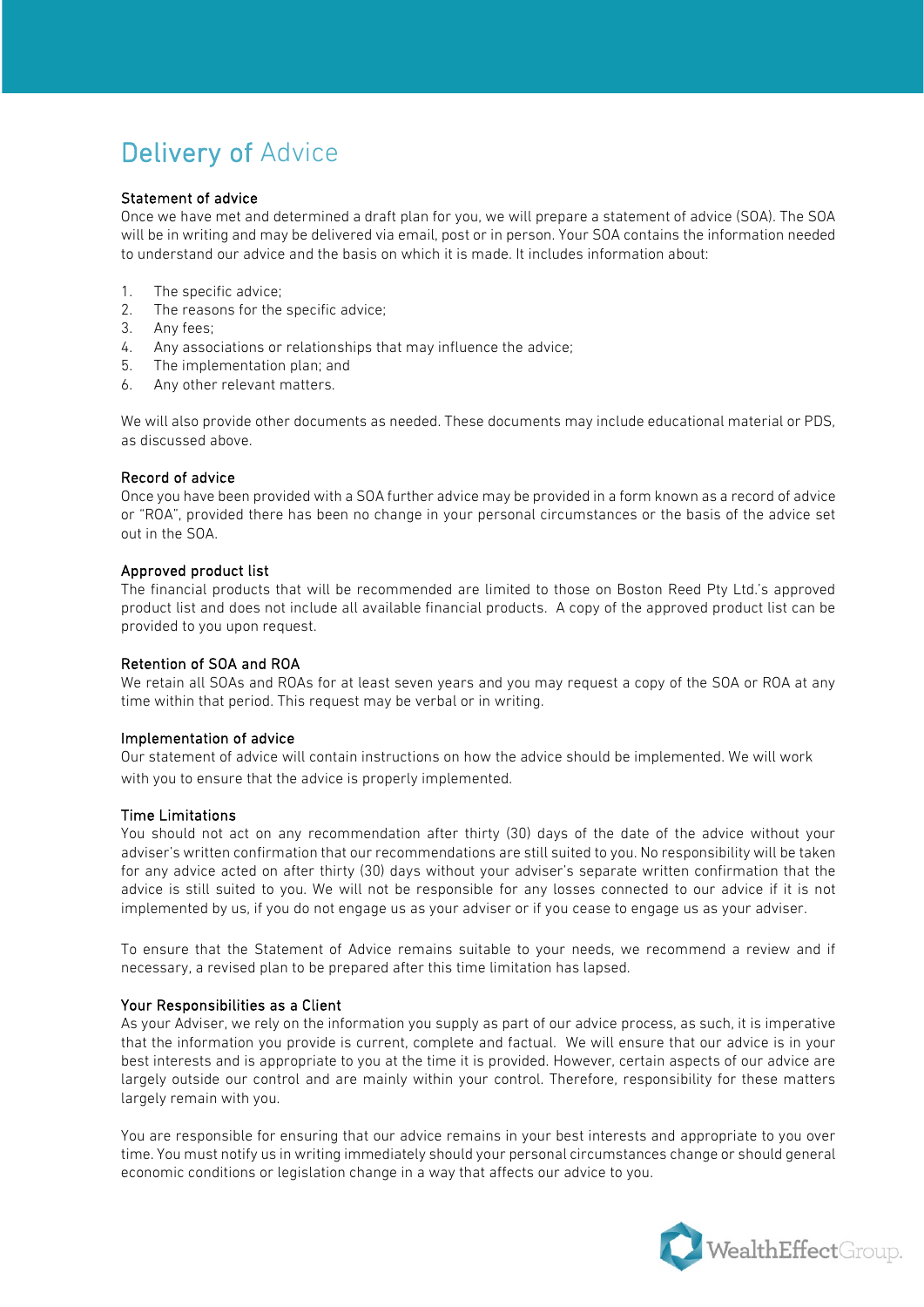# Delivery of Advice

### Statement of advice

Once we have met and determined a draft plan for you, we will prepare a statement of advice (SOA). The SOA will be in writing and may be delivered via email, post or in person. Your SOA contains the information needed to understand our advice and the basis on which it is made. It includes information about:

1. The specific advice;
2. The reasons for the specific advice;
3. Any fees;
4. Any associations or relationships that may influence the advice;
5. The implementation plan; and
6. Any other relevant matters.

We will also provide other documents as needed. These documents may include educational material or PDS, as discussed above.

### Record of advice

Once you have been provided with a SOA further advice may be provided in a form known as a record of advice or "ROA", provided there has been no change in your personal circumstances or the basis of the advice set out in the SOA.

### Approved product list

The financial products that will be recommended are limited to those on Boston Reed Pty Ltd.'s approved product list and does not include all available financial products. A copy of the approved product list can be provided to you upon request.

### Retention of SOA and ROA

We retain all SOAs and ROAs for at least seven years and you may request a copy of the SOA or ROA at any time within that period. This request may be verbal or in writing.

### Implementation of advice

Our statement of advice will contain instructions on how the advice should be implemented. We will work with you to ensure that the advice is properly implemented.

### Time Limitations

You should not act on any recommendation after thirty (30) days of the date of the advice without your adviser's written confirmation that our recommendations are still suited to you. No responsibility will be taken for any advice acted on after thirty (30) days without your adviser's separate written confirmation that the advice is still suited to you. We will not be responsible for any losses connected to our advice if it is not implemented by us, if you do not engage us as your adviser or if you cease to engage us as your adviser.

To ensure that the Statement of Advice remains suitable to your needs, we recommend a review and if necessary, a revised plan to be prepared after this time limitation has lapsed.

### Your Responsibilities as a Client

As your Adviser, we rely on the information you supply as part of our advice process, as such, it is imperative that the information you provide is current, complete and factual. We will ensure that our advice is in your best interests and is appropriate to you at the time it is provided. However, certain aspects of our advice are largely outside our control and are mainly within your control. Therefore, responsibility for these matters largely remain with you.

You are responsible for ensuring that our advice remains in your best interests and appropriate to you over time. You must notify us in writing immediately should your personal circumstances change or should general economic conditions or legislation change in a way that affects our advice to you.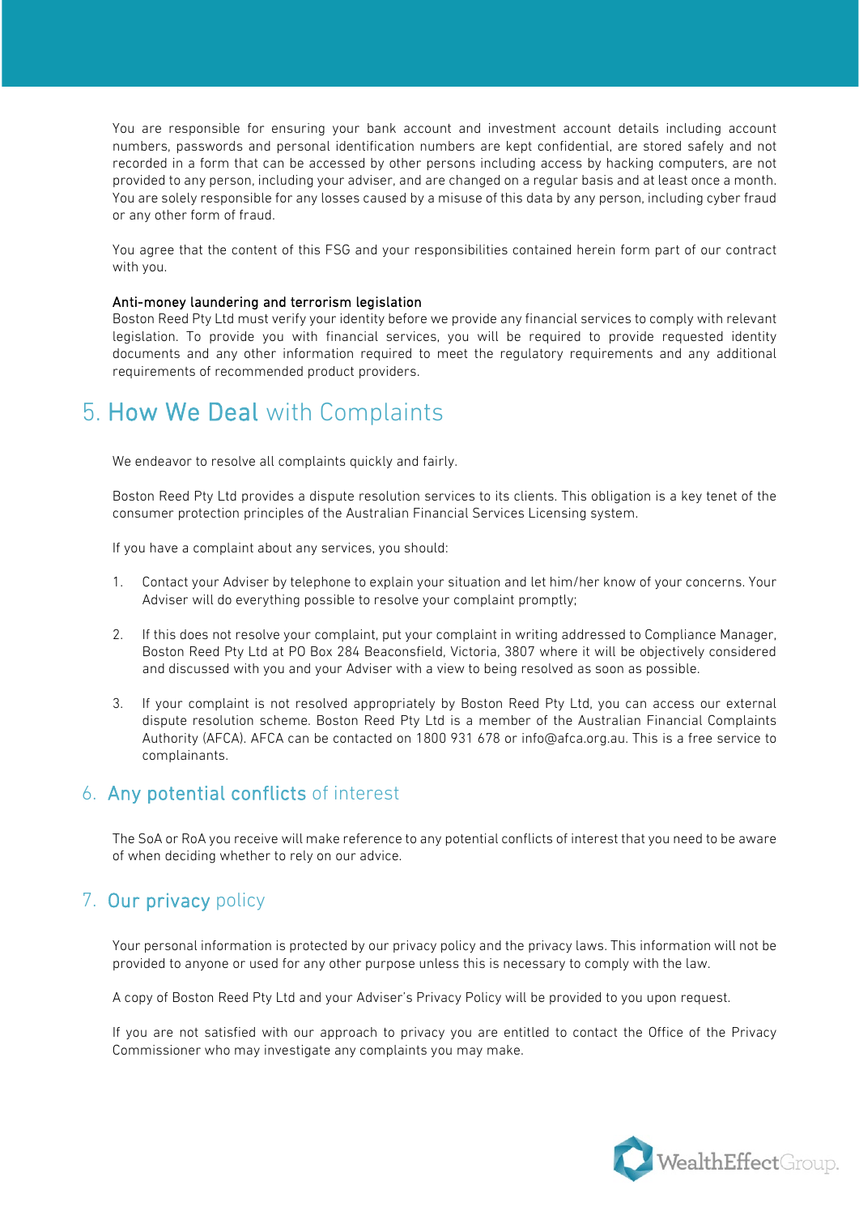You are responsible for ensuring your bank account and investment account details including account numbers, passwords and personal identification numbers are kept confidential, are stored safely and not recorded in a form that can be accessed by other persons including access by hacking computers, are not provided to any person, including your adviser, and are changed on a regular basis and at least once a month. You are solely responsible for any losses caused by a misuse of this data by any person, including cyber fraud or any other form of fraud.

You agree that the content of this FSG and your responsibilities contained herein form part of our contract with you.

**Anti-money laundering and terrorism legislation**

Boston Reed Pty Ltd must verify your identity before we provide any financial services to comply with relevant legislation. To provide you with financial services, you will be required to provide requested identity documents and any other information required to meet the regulatory requirements and any additional requirements of recommended product providers.

# 5. How We Deal with Complaints

We endeavor to resolve all complaints quickly and fairly.

Boston Reed Pty Ltd provides a dispute resolution services to its clients. This obligation is a key tenet of the consumer protection principles of the Australian Financial Services Licensing system.

If you have a complaint about any services, you should:

1. Contact your Adviser by telephone to explain your situation and let him/her know of your concerns. Your Adviser will do everything possible to resolve your complaint promptly;

2. If this does not resolve your complaint, put your complaint in writing addressed to Compliance Manager, Boston Reed Pty Ltd at PO Box 284 Beaconsfield, Victoria, 3807 where it will be objectively considered and discussed with you and your Adviser with a view to being resolved as soon as possible.

3. If your complaint is not resolved appropriately by Boston Reed Pty Ltd, you can access our external dispute resolution scheme. Boston Reed Pty Ltd is a member of the Australian Financial Complaints Authority (AFCA). AFCA can be contacted on 1800 931 678 or info@afca.org.au. This is a free service to complainants.

## 6. Any potential conflicts of interest

The SoA or RoA you receive will make reference to any potential conflicts of interest that you need to be aware of when deciding whether to rely on our advice.

## 7. Our privacy policy

Your personal information is protected by our privacy policy and the privacy laws. This information will not be provided to anyone or used for any other purpose unless this is necessary to comply with the law.

A copy of Boston Reed Pty Ltd and your Adviser's Privacy Policy will be provided to you upon request.

If you are not satisfied with our approach to privacy you are entitled to contact the Office of the Privacy Commissioner who may investigate any complaints you may make.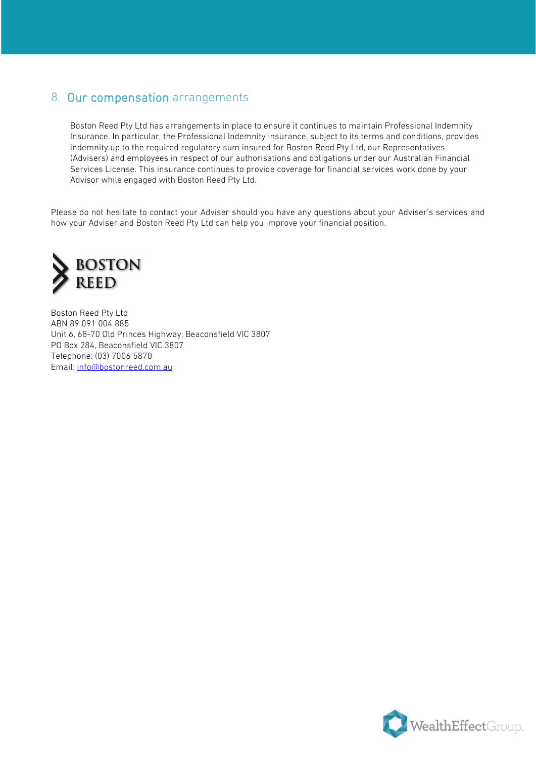## 8. Our compensation arrangements

Boston Reed Pty Ltd has arrangements in place to ensure it continues to maintain Professional Indemnity Insurance. In particular, the Professional Indemnity insurance, subject to its terms and conditions, provides indemnity up to the required regulatory sum insured for Boston Reed Pty Ltd, our Representatives (Advisers) and employees in respect of our authorisations and obligations under our Australian Financial Services License. This insurance continues to provide coverage for financial services work done by your Advisor while engaged with Boston Reed Pty Ltd.

Please do not hesitate to contact your Adviser should you have any questions about your Adviser's services and how your Adviser and Boston Reed Pty Ltd can help you improve your financial position.

BOSTON REED

Boston Reed Pty Ltd
ABN 89 091 004 885
Unit 6, 68-70 Old Princes Highway, Beaconsfield VIC 3807
PO Box 284, Beaconsfield VIC 3807
Telephone: (03) 7006 5870
Email: info@bostonreed.com.au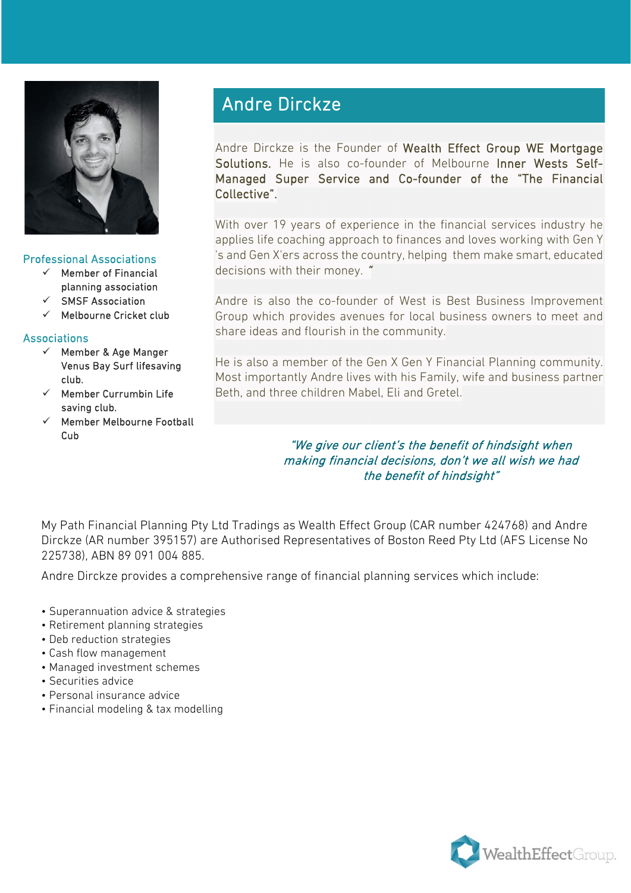# Andre Dirckze

Andre Dirckze is the Founder of **Wealth Effect Group WE Mortgage Solutions.** He is also co-founder of Melbourne **Inner Wests Self-Managed Super Service and Co-founder of the "The Financial Collective".**

With over 19 years of experience in the financial services industry he applies life coaching approach to finances and loves working with Gen Y 's and Gen X'ers across the country, helping them make smart, educated decisions with their money. "

Andre is also the co-founder of West is Best Business Improvement Group which provides avenues for local business owners to meet and share ideas and flourish in the community.

He is also a member of the Gen X Gen Y Financial Planning community. Most importantly Andre lives with his Family, wife and business partner Beth, and three children Mabel, Eli and Gretel.

*"We give our client's the benefit of hindsight when making financial decisions, don't we all wish we had the benefit of hindsight"*

## Professional Associations

- ✓ Member of Financial planning association
- ✓ SMSF Association
- ✓ Melbourne Cricket club

## Associations

- ✓ Member & Age Manger Venus Bay Surf lifesaving club.
- ✓ Member Currumbin Life saving club.
- ✓ Member Melbourne Football Cub

My Path Financial Planning Pty Ltd Tradings as Wealth Effect Group (CAR number 424768) and Andre Dirckze (AR number 395157) are Authorised Representatives of Boston Reed Pty Ltd (AFS License No 225738), ABN 89 091 004 885.

Andre Dirckze provides a comprehensive range of financial planning services which include:

- Superannuation advice & strategies
- Retirement planning strategies
- Deb reduction strategies
- Cash flow management
- Managed investment schemes
- Securities advice
- Personal insurance advice
- Financial modeling & tax modelling

WealthEffectGroup.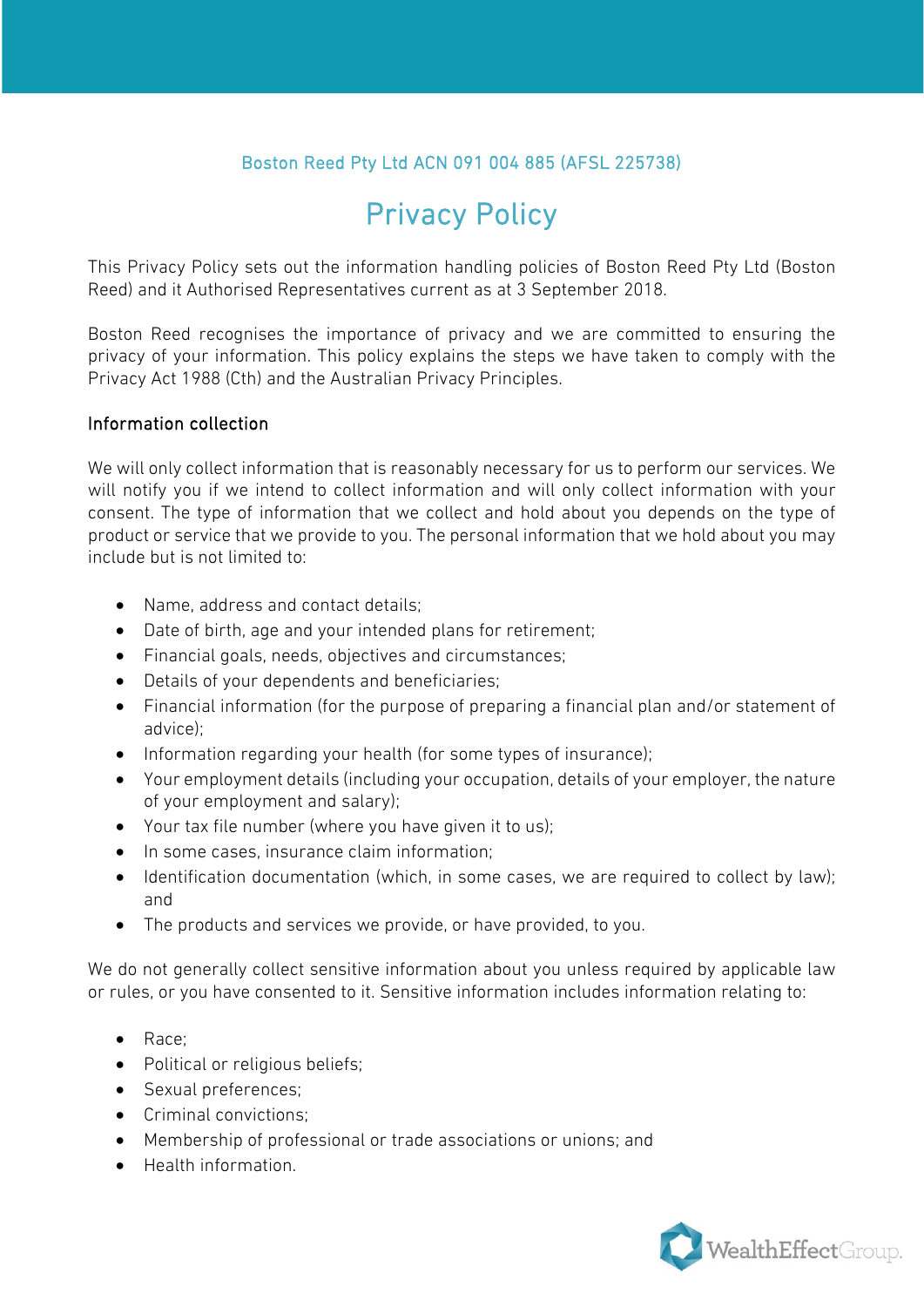Boston Reed Pty Ltd ACN 091 004 885 (AFSL 225738)

# Privacy Policy

This Privacy Policy sets out the information handling policies of Boston Reed Pty Ltd (Boston Reed) and it Authorised Representatives current as at 3 September 2018.

Boston Reed recognises the importance of privacy and we are committed to ensuring the privacy of your information. This policy explains the steps we have taken to comply with the Privacy Act 1988 (Cth) and the Australian Privacy Principles.

## Information collection

We will only collect information that is reasonably necessary for us to perform our services. We will notify you if we intend to collect information and will only collect information with your consent. The type of information that we collect and hold about you depends on the type of product or service that we provide to you. The personal information that we hold about you may include but is not limited to:

- Name, address and contact details;
- Date of birth, age and your intended plans for retirement;
- Financial goals, needs, objectives and circumstances;
- Details of your dependents and beneficiaries;
- Financial information (for the purpose of preparing a financial plan and/or statement of advice);
- Information regarding your health (for some types of insurance);
- Your employment details (including your occupation, details of your employer, the nature of your employment and salary);
- Your tax file number (where you have given it to us);
- In some cases, insurance claim information;
- Identification documentation (which, in some cases, we are required to collect by law); and
- The products and services we provide, or have provided, to you.

We do not generally collect sensitive information about you unless required by applicable law or rules, or you have consented to it. Sensitive information includes information relating to:

- Race;
- Political or religious beliefs;
- Sexual preferences;
- Criminal convictions;
- Membership of professional or trade associations or unions; and
- Health information.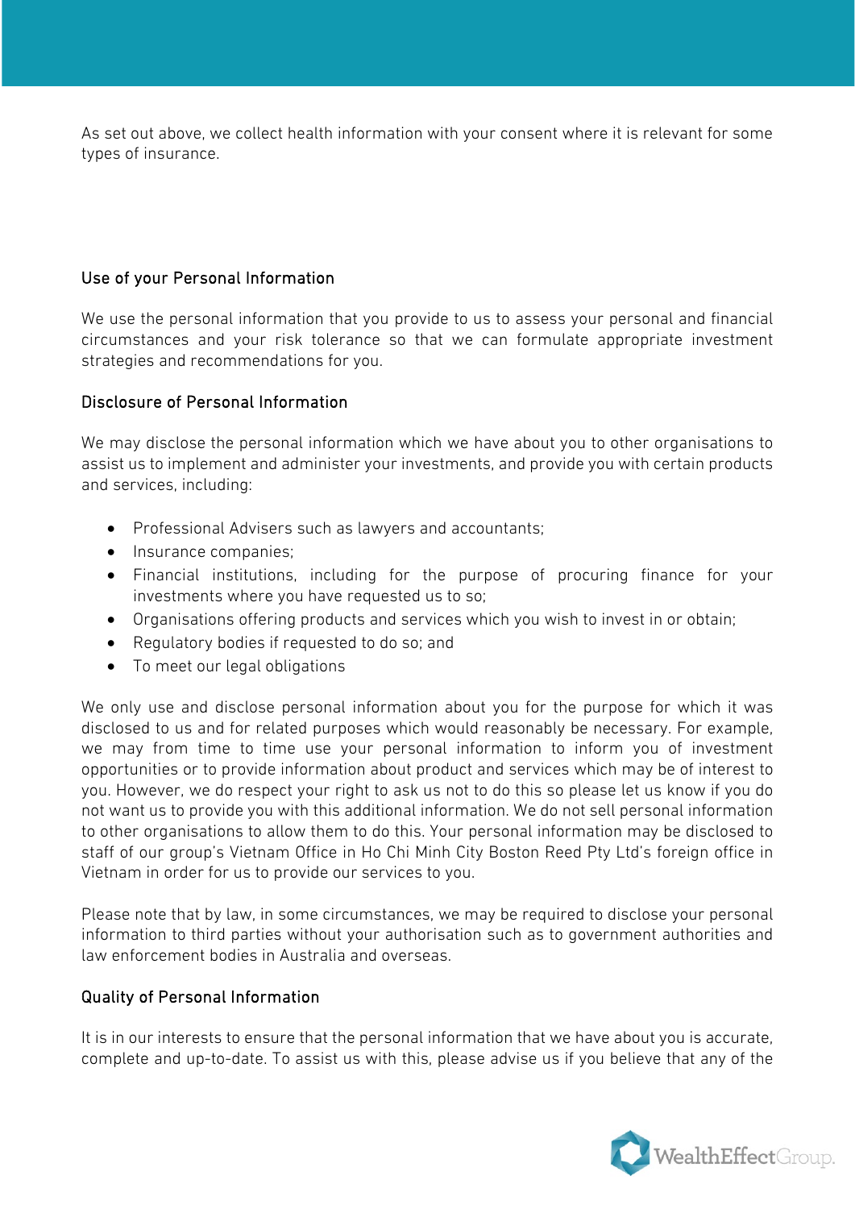As set out above, we collect health information with your consent where it is relevant for some types of insurance.

### Use of your Personal Information

We use the personal information that you provide to us to assess your personal and financial circumstances and your risk tolerance so that we can formulate appropriate investment strategies and recommendations for you.

### Disclosure of Personal Information

We may disclose the personal information which we have about you to other organisations to assist us to implement and administer your investments, and provide you with certain products and services, including:

- Professional Advisers such as lawyers and accountants;
- Insurance companies;
- Financial institutions, including for the purpose of procuring finance for your investments where you have requested us to so;
- Organisations offering products and services which you wish to invest in or obtain;
- Regulatory bodies if requested to do so; and
- To meet our legal obligations

We only use and disclose personal information about you for the purpose for which it was disclosed to us and for related purposes which would reasonably be necessary. For example, we may from time to time use your personal information to inform you of investment opportunities or to provide information about product and services which may be of interest to you. However, we do respect your right to ask us not to do this so please let us know if you do not want us to provide you with this additional information. We do not sell personal information to other organisations to allow them to do this. Your personal information may be disclosed to staff of our group's Vietnam Office in Ho Chi Minh City Boston Reed Pty Ltd's foreign office in Vietnam in order for us to provide our services to you.

Please note that by law, in some circumstances, we may be required to disclose your personal information to third parties without your authorisation such as to government authorities and law enforcement bodies in Australia and overseas.

### Quality of Personal Information

It is in our interests to ensure that the personal information that we have about you is accurate, complete and up-to-date. To assist us with this, please advise us if you believe that any of the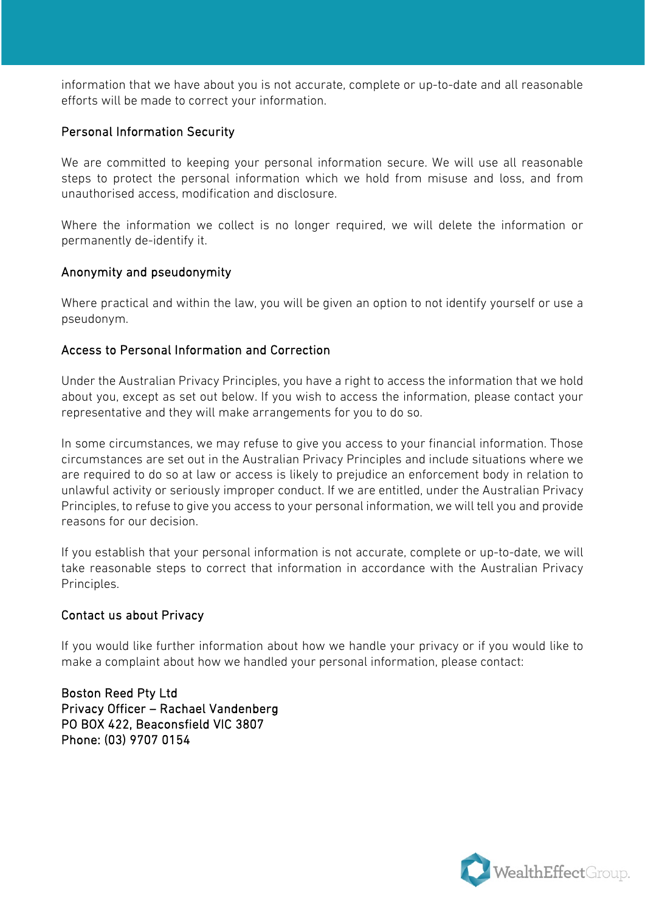information that we have about you is not accurate, complete or up-to-date and all reasonable efforts will be made to correct your information.

## Personal Information Security

We are committed to keeping your personal information secure. We will use all reasonable steps to protect the personal information which we hold from misuse and loss, and from unauthorised access, modification and disclosure.

Where the information we collect is no longer required, we will delete the information or permanently de-identify it.

## Anonymity and pseudonymity

Where practical and within the law, you will be given an option to not identify yourself or use a pseudonym.

## Access to Personal Information and Correction

Under the Australian Privacy Principles, you have a right to access the information that we hold about you, except as set out below. If you wish to access the information, please contact your representative and they will make arrangements for you to do so.

In some circumstances, we may refuse to give you access to your financial information. Those circumstances are set out in the Australian Privacy Principles and include situations where we are required to do so at law or access is likely to prejudice an enforcement body in relation to unlawful activity or seriously improper conduct. If we are entitled, under the Australian Privacy Principles, to refuse to give you access to your personal information, we will tell you and provide reasons for our decision.

If you establish that your personal information is not accurate, complete or up-to-date, we will take reasonable steps to correct that information in accordance with the Australian Privacy Principles.

## Contact us about Privacy

If you would like further information about how we handle your privacy or if you would like to make a complaint about how we handled your personal information, please contact:

Boston Reed Pty Ltd
Privacy Officer – Rachael Vandenberg
PO BOX 422, Beaconsfield VIC 3807
Phone: (03) 9707 0154